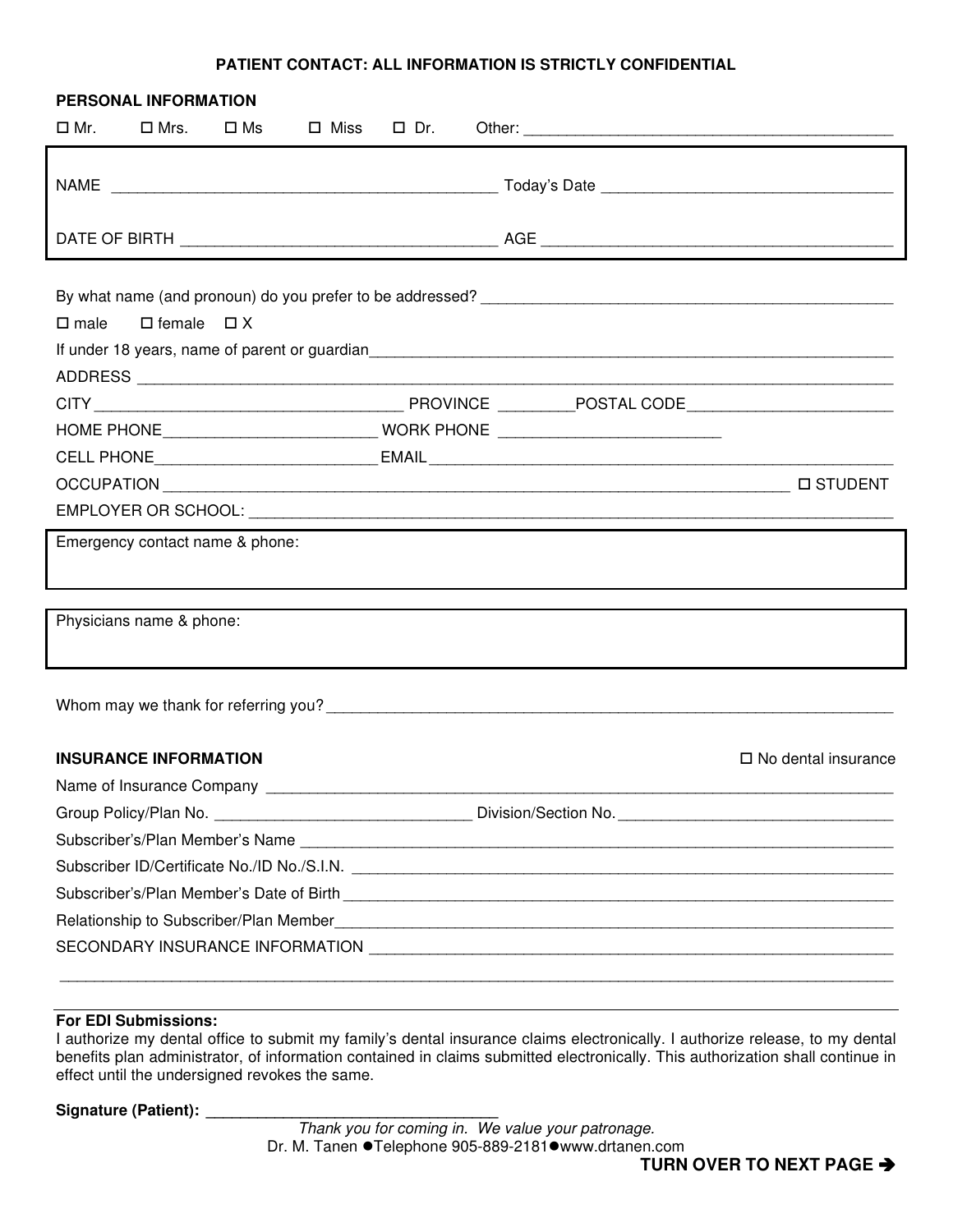**PATIENT CONTACT: ALL INFORMATION IS STRICTLY CONFIDENTIAL**

**PERSONAL INFORMATION**

☐ Mr. ☐ Mrs. ☐ Ms ☐ Miss ☐ Dr. Other: ___________________________________________

NAME _____________________________________________ Today's Date __________________________________

DATE OF BIRTH ____________________________________ AGE ________________________________________

By what name (and pronoun) do you prefer to be addressed? ________________________________________________

☐ male ☐ female ☐ X

If under 18 years, name of parent or guardian_________________________________________________________________

ADDRESS ______________________________________________________________________________________

CITY ___________________________________ PROVINCE _________POSTAL CODE________________________

HOME PHONE________________________ WORK PHONE _________________________

CELL PHONE_________________________ EMAIL___________________________________________________

OCCUPATION _________________________________________________________________________ ☐ STUDENT

EMPLOYER OR SCHOOL: _________________________________________________________________________

Emergency contact name & phone:

Physicians name & phone:

Whom may we thank for referring you? ___________________________________________________________________

**INSURANCE INFORMATION** ☐ No dental insurance

Name of Insurance Company ________________________________________________________________________

Group Policy/Plan No. ______________________________ Division/Section No. ________________________________

Subscriber's/Plan Member's Name ______________________________________________________________________

Subscriber ID/Certificate No./ID No./S.I.N. ______________________________________________________________

Subscriber's/Plan Member's Date of Birth _________________________________________________________________

Relationship to Subscriber/Plan Member__________________________________________________________________

SECONDARY INSURANCE INFORMATION ________________________________________________________________

_____________________________________________________________________________________________

**For EDI Submissions:**
I authorize my dental office to submit my family's dental insurance claims electronically. I authorize release, to my dental benefits plan administrator, of information contained in claims submitted electronically. This authorization shall continue in effect until the undersigned revokes the same.

**Signature (Patient):** __________________________________

*Thank you for coming in. We value your patronage.*

Dr. M. Tanen ●Telephone 905-889-2181●www.drtanen.com

**TURN OVER TO NEXT PAGE ➔**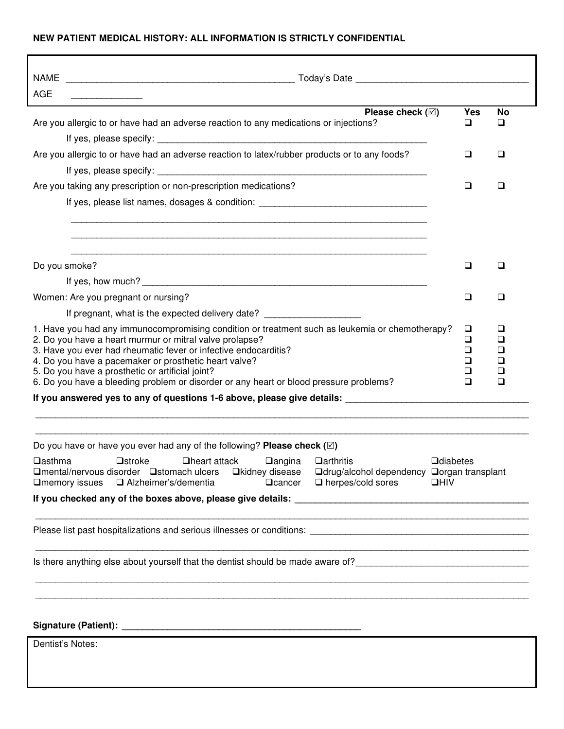**NEW PATIENT MEDICAL HISTORY: ALL INFORMATION IS STRICTLY CONFIDENTIAL**

NAME ____________________________________________ Today's Date _________________________________

AGE _____________

| | Yes | No |
|---|---|---|
| **Please check (☑)** | | |
| Are you allergic to or have had an adverse reaction to any medications or injections? | ❑ | ❑ |
| If yes, please specify: ______________________________________________________ | | |
| Are you allergic to or have had an adverse reaction to latex/rubber products or to any foods? | ❑ | ❑ |
| If yes, please specify: ______________________________________________________ | | |
| Are you taking any prescription or non-prescription medications? | ❑ | ❑ |
| If yes, please list names, dosages & condition: ________________________________ | | |
| Do you smoke? | ❑ | ❑ |
| If yes, how much? _________________________________________________________ | | |
| Women: Are you pregnant or nursing? | ❑ | ❑ |
| If pregnant, what is the expected delivery date? __________________ | | |
| 1. Have you had any immunocompromising condition or treatment such as leukemia or chemotherapy? | ❑ | ❑ |
| 2. Do you have a heart murmur or mitral valve prolapse? | ❑ | ❑ |
| 3. Have you ever had rheumatic fever or infective endocarditis? | ❑ | ❑ |
| 4. Do you have a pacemaker or prosthetic heart valve? | ❑ | ❑ |
| 5. Do you have a prosthetic or artificial joint? | ❑ | ❑ |
| 6. Do you have a bleeding problem or disorder or any heart or blood pressure problems? | ❑ | ❑ |

**If you answered yes to any of questions 1-6 above, please give details:** ___________________________________

_____________________________________________________________________________________________

_____________________________________________________________________________________________

Do you have or have you ever had any of the following? **Please check (☑)**

❑asthma ❑stroke ❑heart attack ❑angina ❑arthritis ❑diabetes
❑mental/nervous disorder ❑stomach ulcers ❑kidney disease ❑drug/alcohol dependency ❑organ transplant
❑memory issues ❑ Alzheimer's/dementia ❑cancer ❑ herpes/cold sores ❑HIV

**If you checked any of the boxes above, please give details:** ______________________________________________

_____________________________________________________________________________________________

Please list past hospitalizations and serious illnesses or conditions: ___________________________________________

_____________________________________________________________________________________________

Is there anything else about yourself that the dentist should be made aware of?_________________________________

_____________________________________________________________________________________________

_____________________________________________________________________________________________

**Signature (Patient):** _______________________________________________

Dentist's Notes: